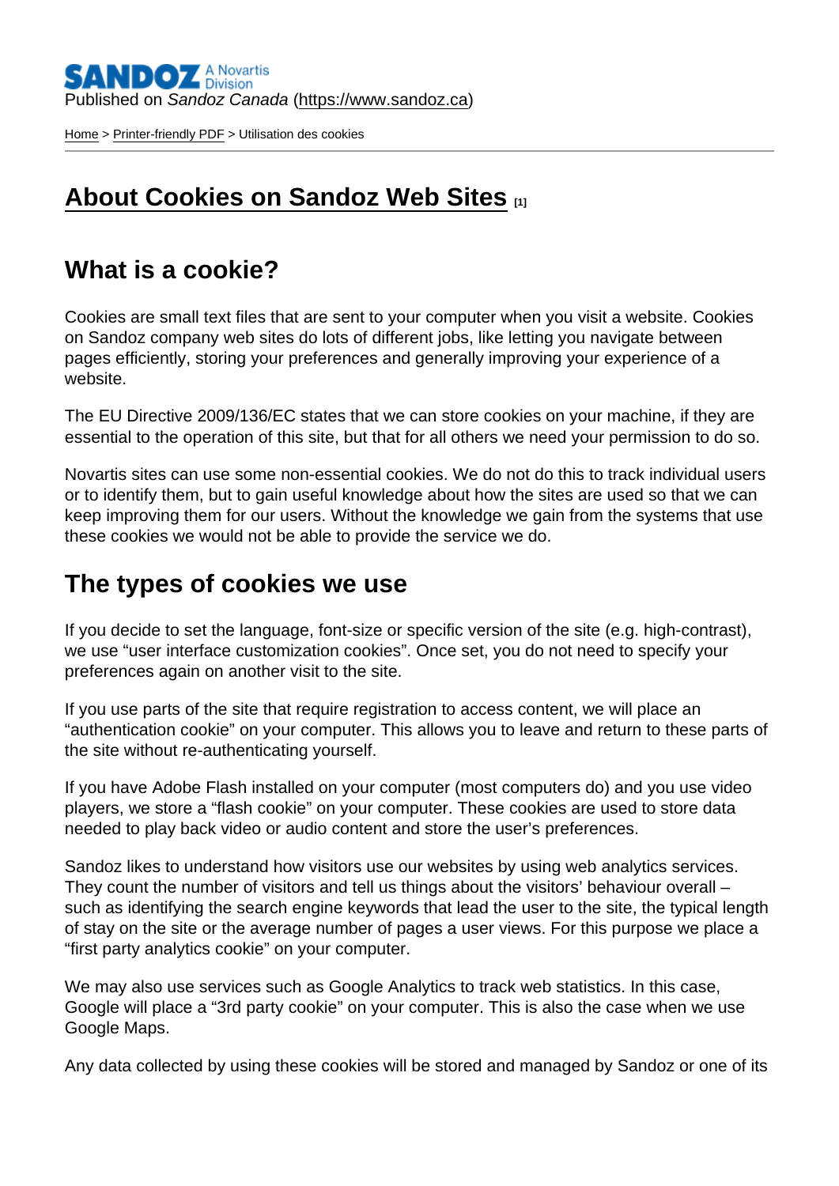Published on *Sandoz Canada* (https://www.sandoz.ca)

Home > Printer-friendly PDF > Utilisation des cookies

# About Cookies on Sandoz Web Sites [1]

## What is a cookie?

Cookies are small text files that are sent to your computer when you visit a website. Cookies on Sandoz company web sites do lots of different jobs, like letting you navigate between pages efficiently, storing your preferences and generally improving your experience of a website.

The EU Directive 2009/136/EC states that we can store cookies on your machine, if they are essential to the operation of this site, but that for all others we need your permission to do so.

Novartis sites can use some non-essential cookies. We do not do this to track individual users or to identify them, but to gain useful knowledge about how the sites are used so that we can keep improving them for our users. Without the knowledge we gain from the systems that use these cookies we would not be able to provide the service we do.

## The types of cookies we use

If you decide to set the language, font-size or specific version of the site (e.g. high-contrast), we use "user interface customization cookies". Once set, you do not need to specify your preferences again on another visit to the site.

If you use parts of the site that require registration to access content, we will place an "authentication cookie" on your computer. This allows you to leave and return to these parts of the site without re-authenticating yourself.

If you have Adobe Flash installed on your computer (most computers do) and you use video players, we store a "flash cookie" on your computer. These cookies are used to store data needed to play back video or audio content and store the user's preferences.

Sandoz likes to understand how visitors use our websites by using web analytics services. They count the number of visitors and tell us things about the visitors' behaviour overall – such as identifying the search engine keywords that lead the user to the site, the typical length of stay on the site or the average number of pages a user views. For this purpose we place a "first party analytics cookie" on your computer.

We may also use services such as Google Analytics to track web statistics. In this case, Google will place a "3rd party cookie" on your computer. This is also the case when we use Google Maps.

Any data collected by using these cookies will be stored and managed by Sandoz or one of its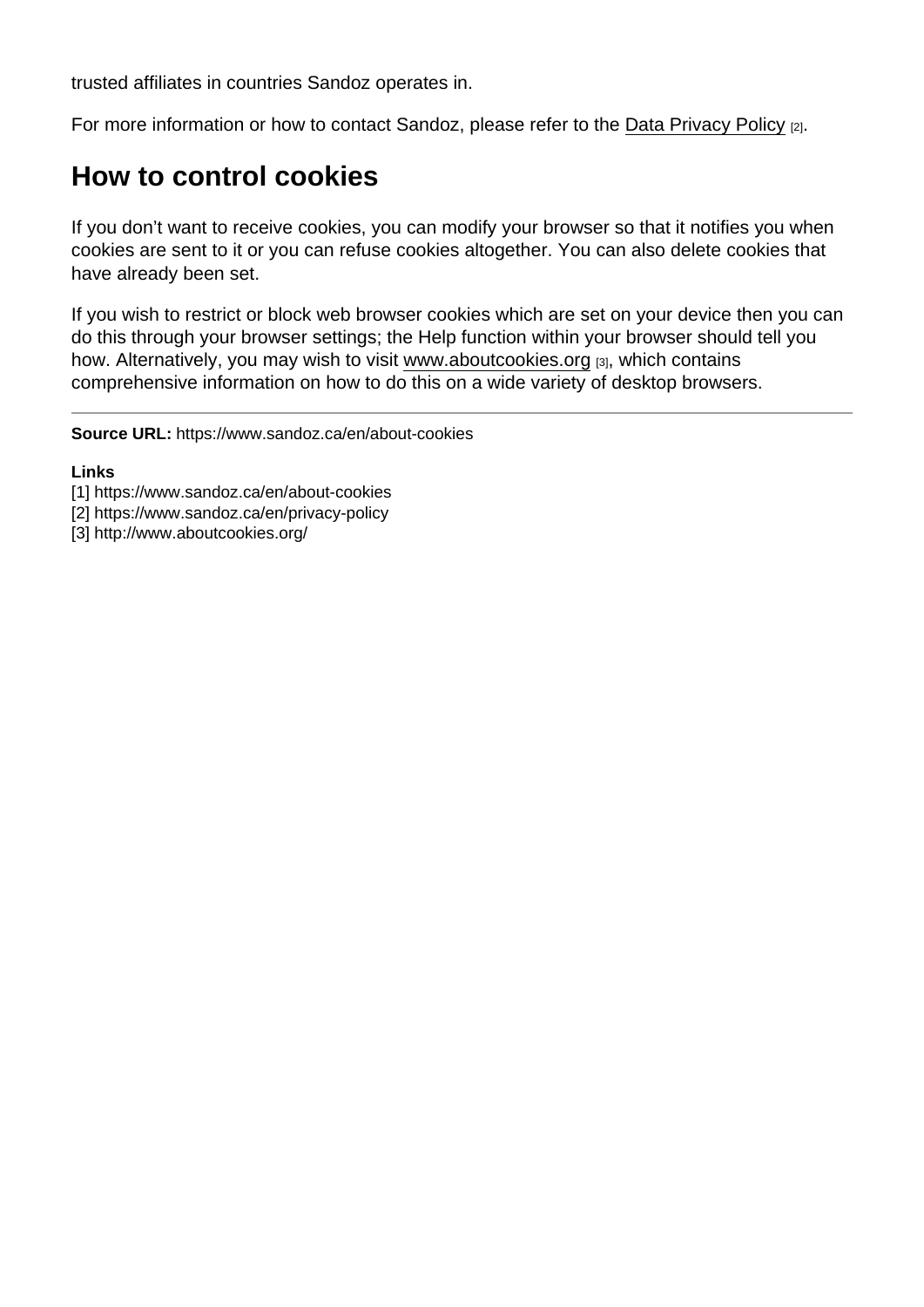trusted affiliates in countries Sandoz operates in.

For more information or how to contact Sandoz, please refer to the Data Privacy Policy [2].

## How to control cookies

If you don't want to receive cookies, you can modify your browser so that it notifies you when cookies are sent to it or you can refuse cookies altogether. You can also delete cookies that have already been set.

If you wish to restrict or block web browser cookies which are set on your device then you can do this through your browser settings; the Help function within your browser should tell you how. Alternatively, you may wish to visit www.aboutcookies.org [3], which contains comprehensive information on how to do this on a wide variety of desktop browsers.

---

**Source URL:** https://www.sandoz.ca/en/about-cookies

**Links**
[1] https://www.sandoz.ca/en/about-cookies
[2] https://www.sandoz.ca/en/privacy-policy
[3] http://www.aboutcookies.org/